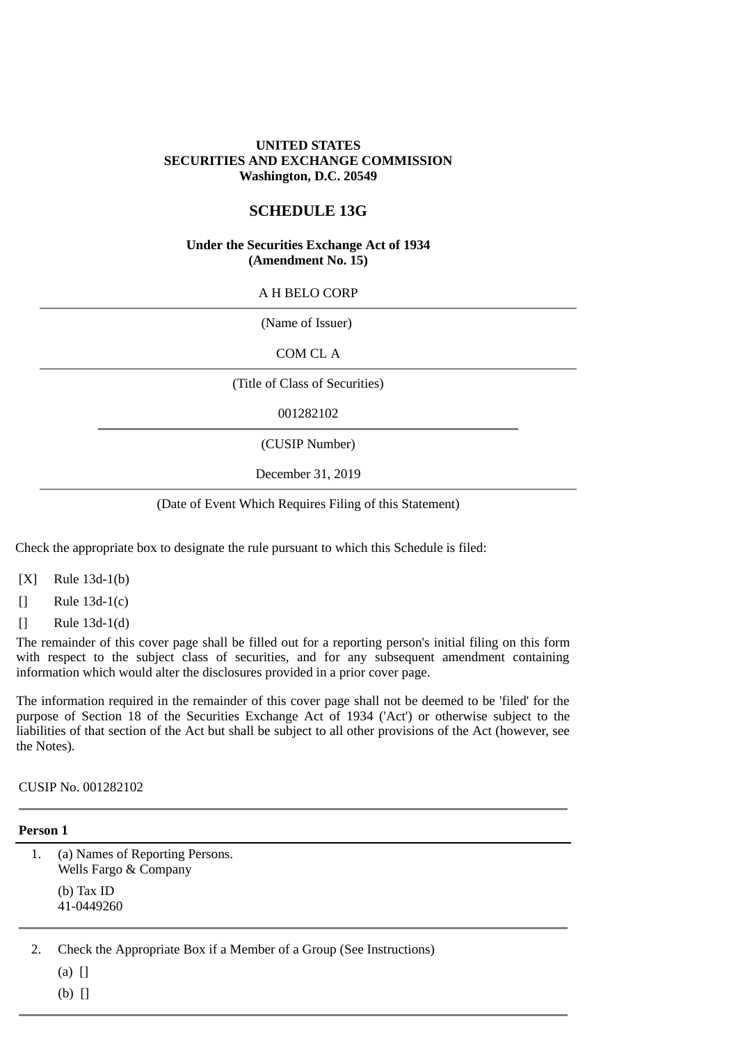**UNITED STATES**
**SECURITIES AND EXCHANGE COMMISSION**
**Washington, D.C. 20549**

# SCHEDULE 13G

**Under the Securities Exchange Act of 1934**
**(Amendment No. 15)**

A H BELO CORP

(Name of Issuer)

COM CL A

(Title of Class of Securities)

001282102

(CUSIP Number)

December 31, 2019

(Date of Event Which Requires Filing of this Statement)

Check the appropriate box to designate the rule pursuant to which this Schedule is filed:

[X] Rule 13d-1(b)

[] Rule 13d-1(c)

[] Rule 13d-1(d)

The remainder of this cover page shall be filled out for a reporting person's initial filing on this form with respect to the subject class of securities, and for any subsequent amendment containing information which would alter the disclosures provided in a prior cover page.

The information required in the remainder of this cover page shall not be deemed to be 'filed' for the purpose of Section 18 of the Securities Exchange Act of 1934 ('Act') or otherwise subject to the liabilities of that section of the Act but shall be subject to all other provisions of the Act (however, see the Notes).

CUSIP No. 001282102

**Person 1**

1. (a) Names of Reporting Persons.
   Wells Fargo & Company

   (b) Tax ID
   41-0449260

2. Check the Appropriate Box if a Member of a Group (See Instructions)

   (a) []

   (b) []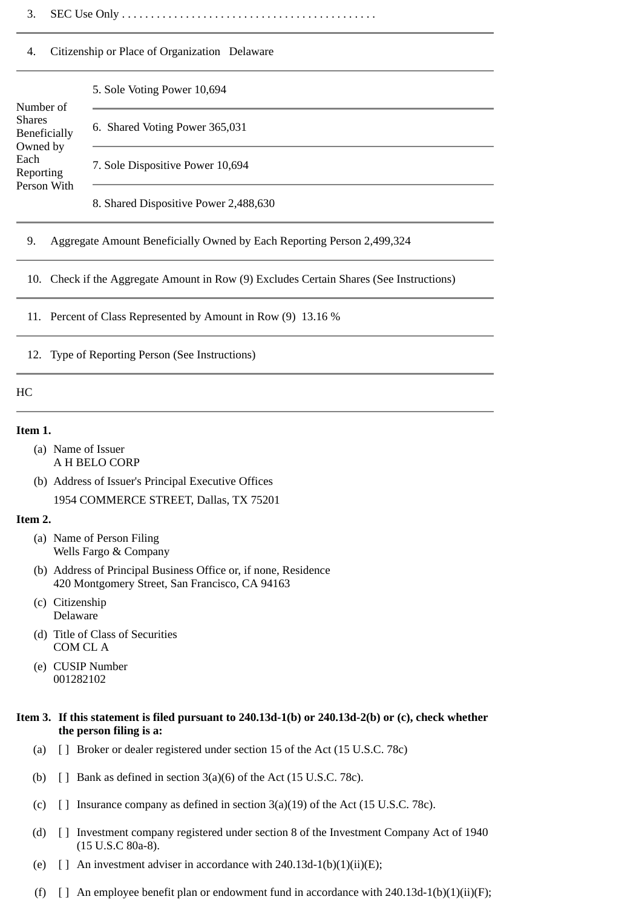3. SEC Use Only . . . . . . . . . . . . . . . . . . . . . . . . . . . . . . . . . . . . . . . . . . . . .

4. Citizenship or Place of Organization Delaware

| Number of Shares Beneficially Owned by Each Reporting Person With | |
|---|---|
| | 5. Sole Voting Power 10,694 |
| | 6. Shared Voting Power 365,031 |
| | 7. Sole Dispositive Power 10,694 |
| | 8. Shared Dispositive Power 2,488,630 |

9. Aggregate Amount Beneficially Owned by Each Reporting Person 2,499,324

10. Check if the Aggregate Amount in Row (9) Excludes Certain Shares (See Instructions)

11. Percent of Class Represented by Amount in Row (9) 13.16 %

12. Type of Reporting Person (See Instructions)

HC

**Item 1.**

(a) Name of Issuer
A H BELO CORP

(b) Address of Issuer's Principal Executive Offices
1954 COMMERCE STREET, Dallas, TX 75201

**Item 2.**

(a) Name of Person Filing
Wells Fargo & Company

(b) Address of Principal Business Office or, if none, Residence
420 Montgomery Street, San Francisco, CA 94163

(c) Citizenship
Delaware

(d) Title of Class of Securities
COM CL A

(e) CUSIP Number
001282102

**Item 3. If this statement is filed pursuant to 240.13d-1(b) or 240.13d-2(b) or (c), check whether the person filing is a:**

(a) [ ] Broker or dealer registered under section 15 of the Act (15 U.S.C. 78c)

(b) [ ] Bank as defined in section 3(a)(6) of the Act (15 U.S.C. 78c).

(c) [ ] Insurance company as defined in section 3(a)(19) of the Act (15 U.S.C. 78c).

(d) [ ] Investment company registered under section 8 of the Investment Company Act of 1940 (15 U.S.C 80a-8).

(e) [ ] An investment adviser in accordance with 240.13d-1(b)(1)(ii)(E);

(f) [ ] An employee benefit plan or endowment fund in accordance with 240.13d-1(b)(1)(ii)(F);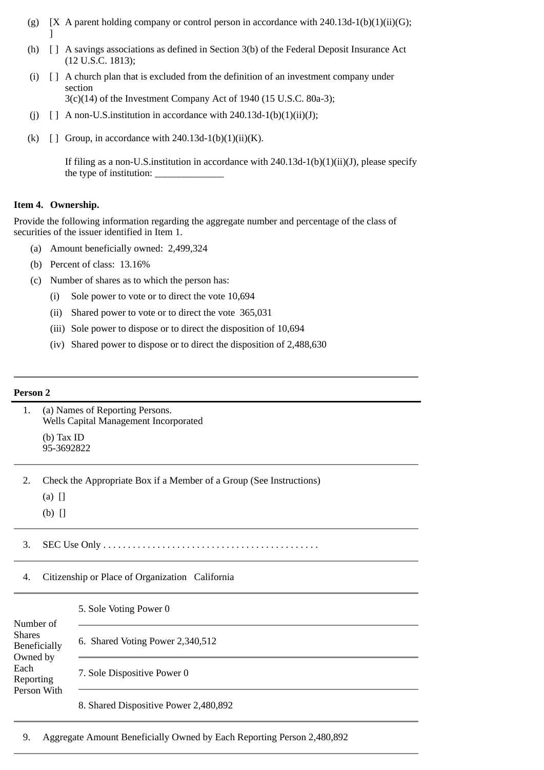(g) [X] A parent holding company or control person in accordance with 240.13d-1(b)(1)(ii)(G);

(h) [ ] A savings associations as defined in Section 3(b) of the Federal Deposit Insurance Act (12 U.S.C. 1813);

(i) [ ] A church plan that is excluded from the definition of an investment company under section 3(c)(14) of the Investment Company Act of 1940 (15 U.S.C. 80a-3);

(j) [ ] A non-U.S.institution in accordance with 240.13d-1(b)(1)(ii)(J);

(k) [ ] Group, in accordance with 240.13d-1(b)(1)(ii)(K).

If filing as a non-U.S.institution in accordance with 240.13d-1(b)(1)(ii)(J), please specify the type of institution: ______________

**Item 4. Ownership.**

Provide the following information regarding the aggregate number and percentage of the class of securities of the issuer identified in Item 1.

(a) Amount beneficially owned: 2,499,324

(b) Percent of class: 13.16%

(c) Number of shares as to which the person has:

(i) Sole power to vote or to direct the vote 10,694

(ii) Shared power to vote or to direct the vote 365,031

(iii) Sole power to dispose or to direct the disposition of 10,694

(iv) Shared power to dispose or to direct the disposition of 2,488,630

---

**Person 2**

1. (a) Names of Reporting Persons.
   Wells Capital Management Incorporated

   (b) Tax ID
   95-3692822

2. Check the Appropriate Box if a Member of a Group (See Instructions)

   (a) []

   (b) []

3. SEC Use Only . . . . . . . . . . . . . . . . . . . . . . . . . . . . . . . . . . . . . . . . . . . .

4. Citizenship or Place of Organization California

| Number of Shares Beneficially Owned by Each Reporting Person With | |
|---|---|
| | 5. Sole Voting Power 0 |
| | 6. Shared Voting Power 2,340,512 |
| | 7. Sole Dispositive Power 0 |
| | 8. Shared Dispositive Power 2,480,892 |

9. Aggregate Amount Beneficially Owned by Each Reporting Person 2,480,892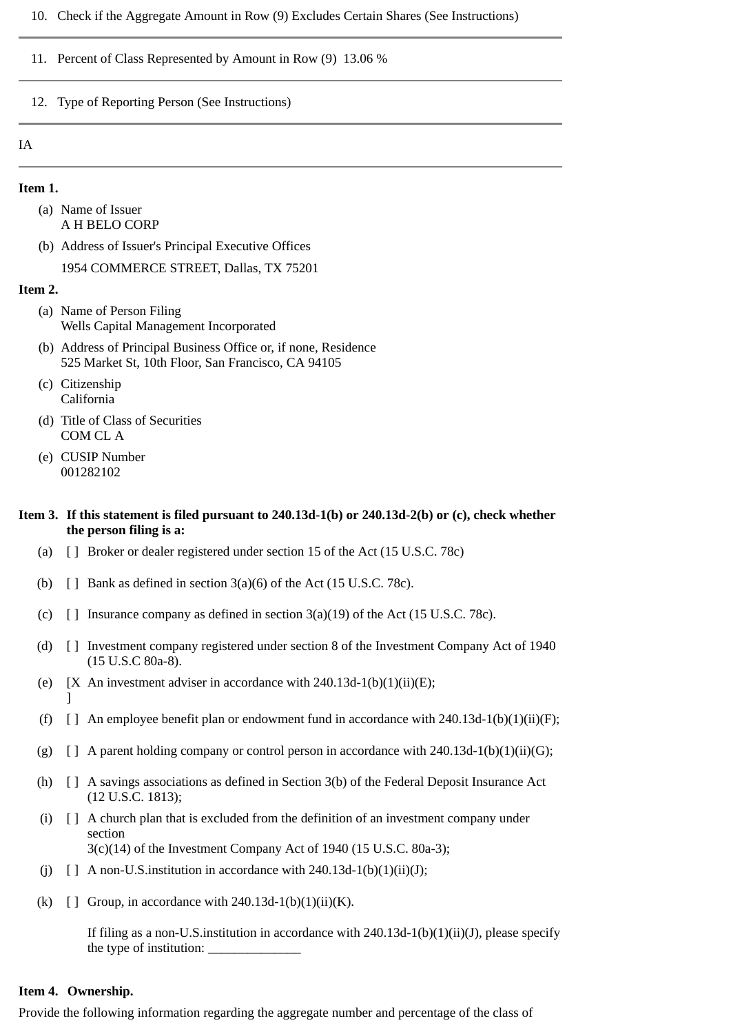10. Check if the Aggregate Amount in Row (9) Excludes Certain Shares (See Instructions)

11. Percent of Class Represented by Amount in Row (9) 13.06 %

12. Type of Reporting Person (See Instructions)

IA

**Item 1.**

(a) Name of Issuer
A H BELO CORP

(b) Address of Issuer's Principal Executive Offices
1954 COMMERCE STREET, Dallas, TX 75201

**Item 2.**

(a) Name of Person Filing
Wells Capital Management Incorporated

(b) Address of Principal Business Office or, if none, Residence
525 Market St, 10th Floor, San Francisco, CA 94105

(c) Citizenship
California

(d) Title of Class of Securities
COM CL A

(e) CUSIP Number
001282102

**Item 3. If this statement is filed pursuant to 240.13d-1(b) or 240.13d-2(b) or (c), check whether the person filing is a:**

(a) [ ] Broker or dealer registered under section 15 of the Act (15 U.S.C. 78c)

(b) [ ] Bank as defined in section 3(a)(6) of the Act (15 U.S.C. 78c).

(c) [ ] Insurance company as defined in section 3(a)(19) of the Act (15 U.S.C. 78c).

(d) [ ] Investment company registered under section 8 of the Investment Company Act of 1940 (15 U.S.C 80a-8).

(e) [X] An investment adviser in accordance with 240.13d-1(b)(1)(ii)(E);

(f) [ ] An employee benefit plan or endowment fund in accordance with 240.13d-1(b)(1)(ii)(F);

(g) [ ] A parent holding company or control person in accordance with 240.13d-1(b)(1)(ii)(G);

(h) [ ] A savings associations as defined in Section 3(b) of the Federal Deposit Insurance Act (12 U.S.C. 1813);

(i) [ ] A church plan that is excluded from the definition of an investment company under section 3(c)(14) of the Investment Company Act of 1940 (15 U.S.C. 80a-3);

(j) [ ] A non-U.S.institution in accordance with 240.13d-1(b)(1)(ii)(J);

(k) [ ] Group, in accordance with 240.13d-1(b)(1)(ii)(K).

If filing as a non-U.S.institution in accordance with 240.13d-1(b)(1)(ii)(J), please specify the type of institution: ______________

**Item 4. Ownership.**

Provide the following information regarding the aggregate number and percentage of the class of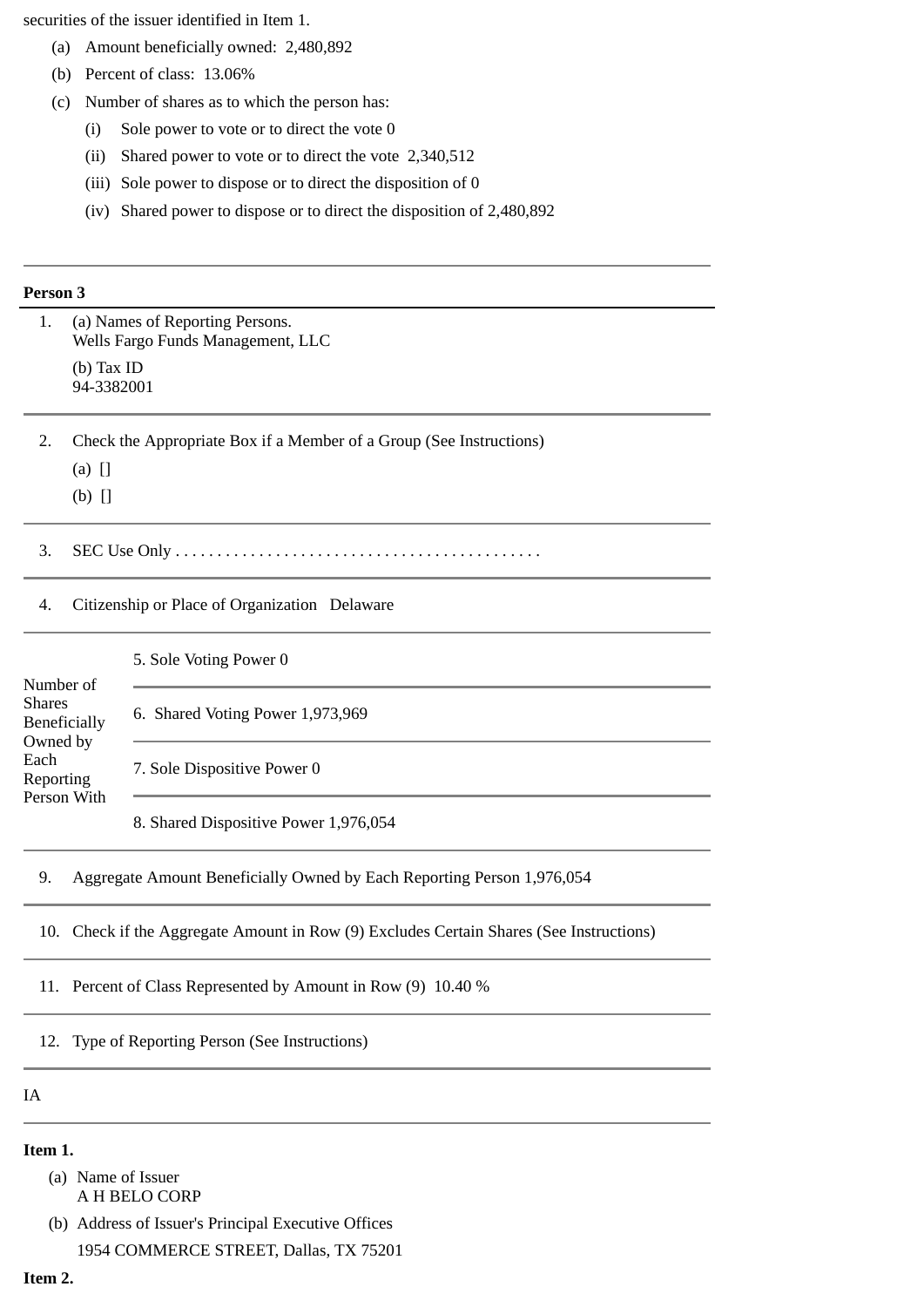securities of the issuer identified in Item 1.

(a) Amount beneficially owned: 2,480,892

(b) Percent of class: 13.06%

(c) Number of shares as to which the person has:

(i) Sole power to vote or to direct the vote 0

(ii) Shared power to vote or to direct the vote 2,340,512

(iii) Sole power to dispose or to direct the disposition of 0

(iv) Shared power to dispose or to direct the disposition of 2,480,892

---

**Person 3**

| | |
|---|---|
| 1. | (a) Names of Reporting Persons.<br>Wells Fargo Funds Management, LLC<br>(b) Tax ID<br>94-3382001 |
| 2. | Check the Appropriate Box if a Member of a Group (See Instructions)<br>(a) []<br>(b) [] |
| 3. | SEC Use Only . . . . . . . . . . . . . . . . . . . . . . . . . . . . . . . . . . . . . . . . . . . . |
| 4. | Citizenship or Place of Organization Delaware |

| Number of Shares Beneficially Owned by Each Reporting Person With | |
|---|---|
| | 5. Sole Voting Power 0 |
| | 6. Shared Voting Power 1,973,969 |
| | 7. Sole Dispositive Power 0 |
| | 8. Shared Dispositive Power 1,976,054 |

| | |
|---|---|
| 9. | Aggregate Amount Beneficially Owned by Each Reporting Person 1,976,054 |
| 10. | Check if the Aggregate Amount in Row (9) Excludes Certain Shares (See Instructions) |
| 11. | Percent of Class Represented by Amount in Row (9) 10.40 % |
| 12. | Type of Reporting Person (See Instructions) |

IA

---

**Item 1.**

(a) Name of Issuer
A H BELO CORP

(b) Address of Issuer's Principal Executive Offices
1954 COMMERCE STREET, Dallas, TX 75201

**Item 2.**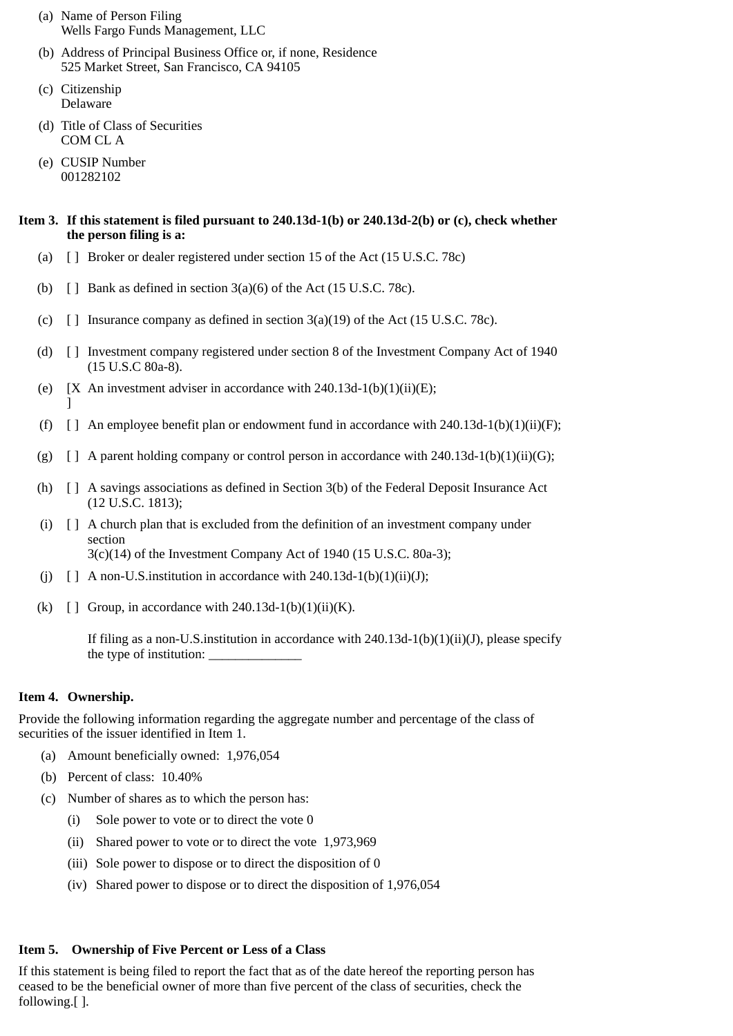(a) Name of Person Filing
Wells Fargo Funds Management, LLC

(b) Address of Principal Business Office or, if none, Residence
525 Market Street, San Francisco, CA 94105

(c) Citizenship
Delaware

(d) Title of Class of Securities
COM CL A

(e) CUSIP Number
001282102

**Item 3. If this statement is filed pursuant to 240.13d-1(b) or 240.13d-2(b) or (c), check whether the person filing is a:**

(a) [ ] Broker or dealer registered under section 15 of the Act (15 U.S.C. 78c)

(b) [ ] Bank as defined in section 3(a)(6) of the Act (15 U.S.C. 78c).

(c) [ ] Insurance company as defined in section 3(a)(19) of the Act (15 U.S.C. 78c).

(d) [ ] Investment company registered under section 8 of the Investment Company Act of 1940 (15 U.S.C 80a-8).

(e) [X] An investment adviser in accordance with 240.13d-1(b)(1)(ii)(E);

(f) [ ] An employee benefit plan or endowment fund in accordance with 240.13d-1(b)(1)(ii)(F);

(g) [ ] A parent holding company or control person in accordance with 240.13d-1(b)(1)(ii)(G);

(h) [ ] A savings associations as defined in Section 3(b) of the Federal Deposit Insurance Act (12 U.S.C. 1813);

(i) [ ] A church plan that is excluded from the definition of an investment company under section 3(c)(14) of the Investment Company Act of 1940 (15 U.S.C. 80a-3);

(j) [ ] A non-U.S.institution in accordance with 240.13d-1(b)(1)(ii)(J);

(k) [ ] Group, in accordance with 240.13d-1(b)(1)(ii)(K).

If filing as a non-U.S.institution in accordance with 240.13d-1(b)(1)(ii)(J), please specify the type of institution: ______________

**Item 4. Ownership.**

Provide the following information regarding the aggregate number and percentage of the class of securities of the issuer identified in Item 1.

(a) Amount beneficially owned: 1,976,054

(b) Percent of class: 10.40%

(c) Number of shares as to which the person has:

(i) Sole power to vote or to direct the vote 0

(ii) Shared power to vote or to direct the vote 1,973,969

(iii) Sole power to dispose or to direct the disposition of 0

(iv) Shared power to dispose or to direct the disposition of 1,976,054

**Item 5. Ownership of Five Percent or Less of a Class**

If this statement is being filed to report the fact that as of the date hereof the reporting person has ceased to be the beneficial owner of more than five percent of the class of securities, check the following.[ ].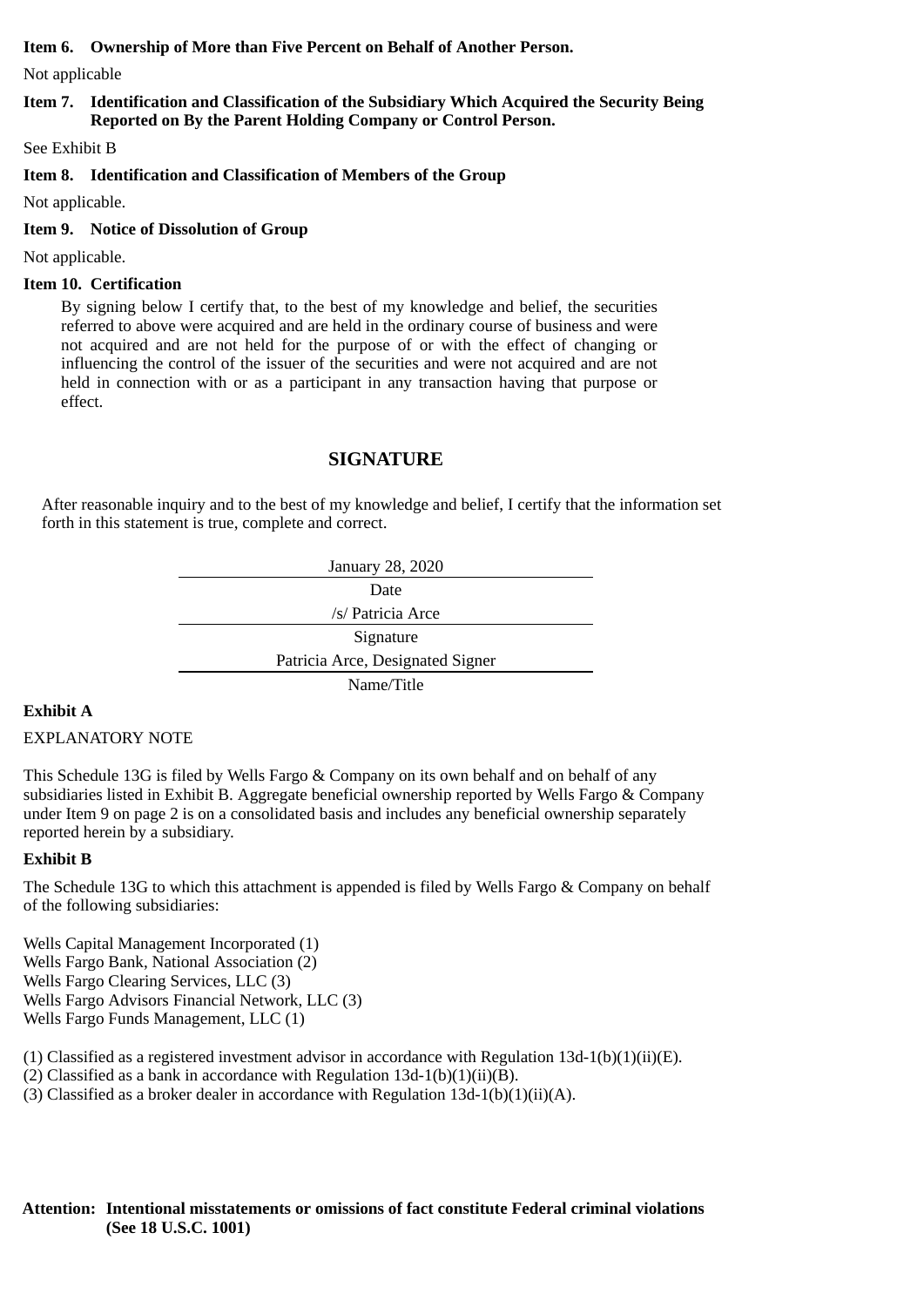**Item 6. Ownership of More than Five Percent on Behalf of Another Person.**

Not applicable

**Item 7. Identification and Classification of the Subsidiary Which Acquired the Security Being Reported on By the Parent Holding Company or Control Person.**

See Exhibit B

**Item 8. Identification and Classification of Members of the Group**

Not applicable.

**Item 9. Notice of Dissolution of Group**

Not applicable.

**Item 10. Certification**

By signing below I certify that, to the best of my knowledge and belief, the securities referred to above were acquired and are held in the ordinary course of business and were not acquired and are not held for the purpose of or with the effect of changing or influencing the control of the issuer of the securities and were not acquired and are not held in connection with or as a participant in any transaction having that purpose or effect.

## SIGNATURE

After reasonable inquiry and to the best of my knowledge and belief, I certify that the information set forth in this statement is true, complete and correct.

January 28, 2020
Date

/s/ Patricia Arce
Signature

Patricia Arce, Designated Signer
Name/Title

**Exhibit A**

EXPLANATORY NOTE

This Schedule 13G is filed by Wells Fargo & Company on its own behalf and on behalf of any subsidiaries listed in Exhibit B. Aggregate beneficial ownership reported by Wells Fargo & Company under Item 9 on page 2 is on a consolidated basis and includes any beneficial ownership separately reported herein by a subsidiary.

**Exhibit B**

The Schedule 13G to which this attachment is appended is filed by Wells Fargo & Company on behalf of the following subsidiaries:

Wells Capital Management Incorporated (1)
Wells Fargo Bank, National Association (2)
Wells Fargo Clearing Services, LLC (3)
Wells Fargo Advisors Financial Network, LLC (3)
Wells Fargo Funds Management, LLC (1)

(1) Classified as a registered investment advisor in accordance with Regulation 13d-1(b)(1)(ii)(E).
(2) Classified as a bank in accordance with Regulation 13d-1(b)(1)(ii)(B).
(3) Classified as a broker dealer in accordance with Regulation 13d-1(b)(1)(ii)(A).

**Attention: Intentional misstatements or omissions of fact constitute Federal criminal violations (See 18 U.S.C. 1001)**